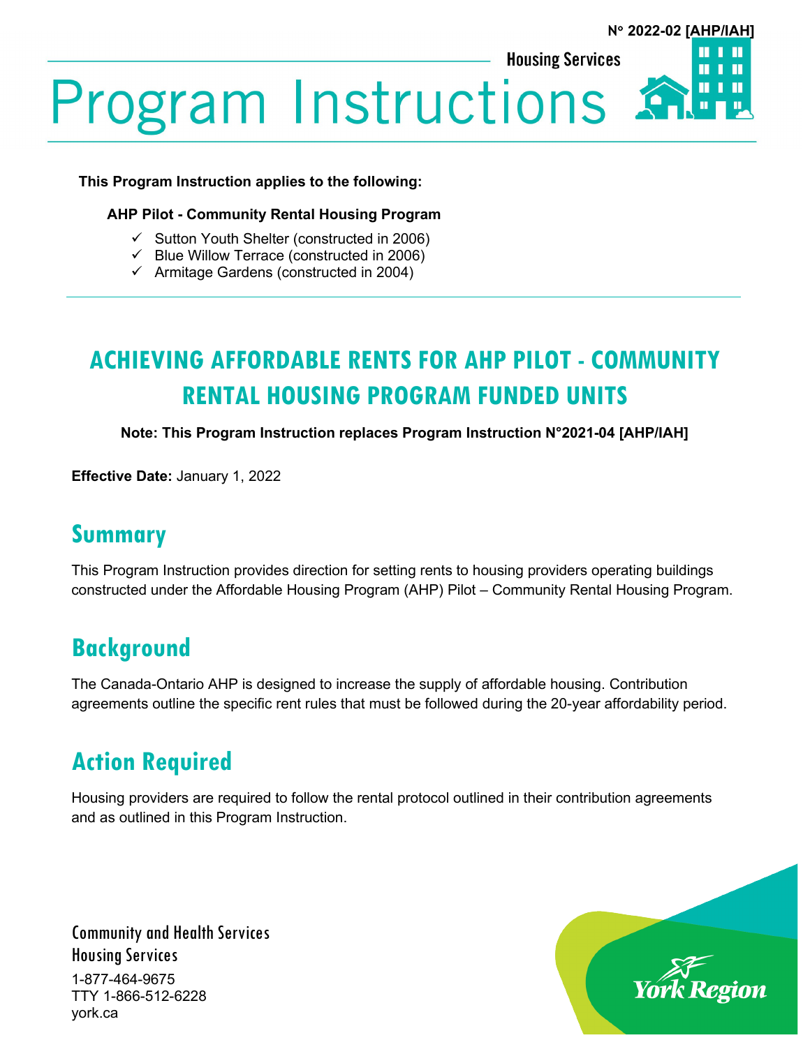N° 2022-02 [AHP/IAH]

Housing Services

# Program Instructions

**This Program Instruction applies to the following:**

**AHP Pilot - Community Rental Housing Program**

- ✓ Sutton Youth Shelter (constructed in 2006)
- ✓ Blue Willow Terrace (constructed in 2006)
- ✓ Armitage Gardens (constructed in 2004)

---

## ACHIEVING AFFORDABLE RENTS FOR AHP PILOT - COMMUNITY RENTAL HOUSING PROGRAM FUNDED UNITS

**Note: This Program Instruction replaces Program Instruction N°2021-04 [AHP/IAH]**

**Effective Date:** January 1, 2022

## Summary

This Program Instruction provides direction for setting rents to housing providers operating buildings constructed under the Affordable Housing Program (AHP) Pilot – Community Rental Housing Program.

## Background

The Canada-Ontario AHP is designed to increase the supply of affordable housing. Contribution agreements outline the specific rent rules that must be followed during the 20-year affordability period.

## Action Required

Housing providers are required to follow the rental protocol outlined in their contribution agreements and as outlined in this Program Instruction.

Community and Health Services
Housing Services
1-877-464-9675
TTY 1-866-512-6228
york.ca

York Region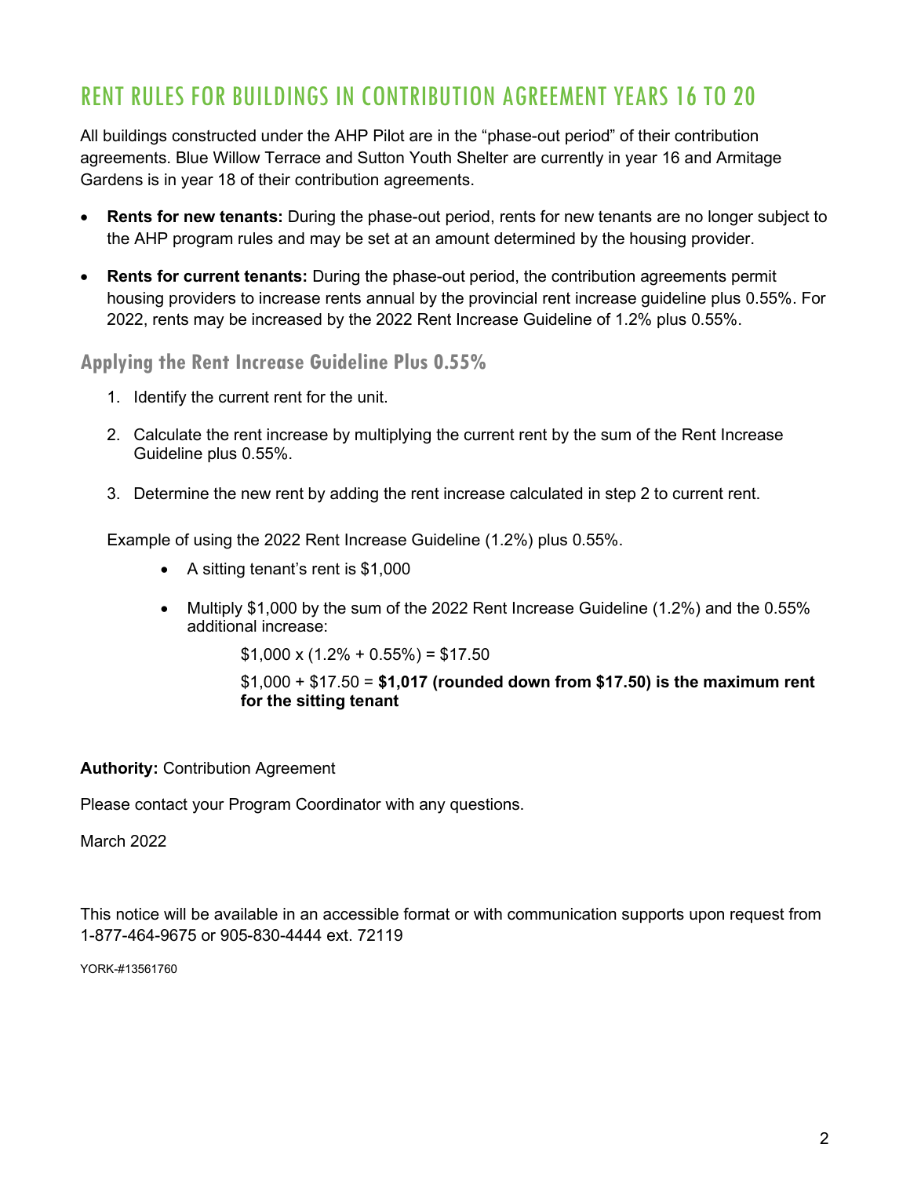## RENT RULES FOR BUILDINGS IN CONTRIBUTION AGREEMENT YEARS 16 TO 20

All buildings constructed under the AHP Pilot are in the "phase-out period" of their contribution agreements. Blue Willow Terrace and Sutton Youth Shelter are currently in year 16 and Armitage Gardens is in year 18 of their contribution agreements.

- **Rents for new tenants:** During the phase-out period, rents for new tenants are no longer subject to the AHP program rules and may be set at an amount determined by the housing provider.
- **Rents for current tenants:** During the phase-out period, the contribution agreements permit housing providers to increase rents annual by the provincial rent increase guideline plus 0.55%. For 2022, rents may be increased by the 2022 Rent Increase Guideline of 1.2% plus 0.55%.

### Applying the Rent Increase Guideline Plus 0.55%

1. Identify the current rent for the unit.
2. Calculate the rent increase by multiplying the current rent by the sum of the Rent Increase Guideline plus 0.55%.
3. Determine the new rent by adding the rent increase calculated in step 2 to current rent.

Example of using the 2022 Rent Increase Guideline (1.2%) plus 0.55%.

- A sitting tenant's rent is $1,000
- Multiply $1,000 by the sum of the 2022 Rent Increase Guideline (1.2%) and the 0.55% additional increase:

  $1,000 x (1.2% + 0.55%) = $17.50

  $1,000 + $17.50 = **$1,017 (rounded down from $17.50) is the maximum rent for the sitting tenant**

**Authority:** Contribution Agreement

Please contact your Program Coordinator with any questions.

March 2022

This notice will be available in an accessible format or with communication supports upon request from 1-877-464-9675 or 905-830-4444 ext. 72119

YORK-#13561760